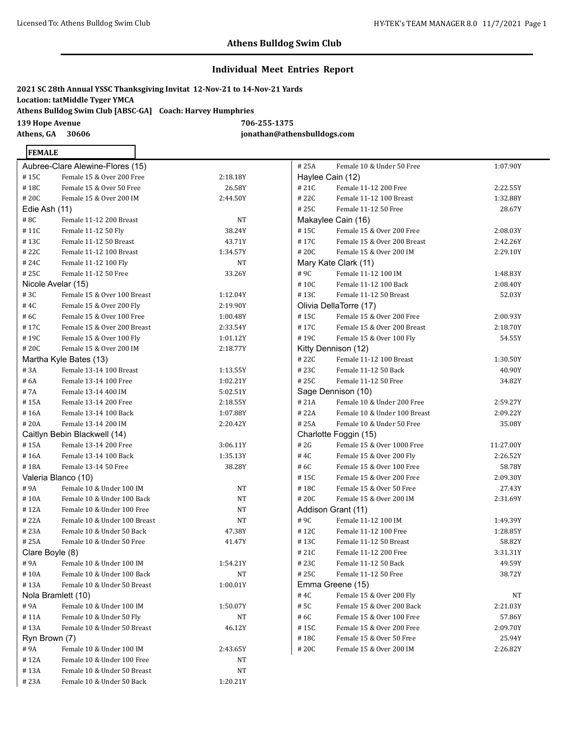## Athens Bulldog Swim Club

## Individual Meet Entries Report

**2021 SC 28th Annual YSSC Thanksgiving Invitat 12-Nov-21 to 14-Nov-21 Yards**

**Location: tatMiddle Tyger YMCA**

**Athens Bulldog Swim Club [ABSC-GA] Coach: Harvey Humphries**

**139 Hope Avenue** **706-255-1375**

**Athens, GA 30606** **jonathan@athensbulldogs.com**

**FEMALE**

**Aubree-Clare Alewine-Flores (15)**

| # | Event | Time |
|---|---|---|
| # 15C | Female 15 & Over 200 Free | 2:18.18Y |
| # 18C | Female 15 & Over 50 Free | 26.58Y |
| # 20C | Female 15 & Over 200 IM | 2:44.50Y |

**Edie Ash (11)**

| # | Event | Time |
|---|---|---|
| # 8C | Female 11-12 200 Breast | NT |
| # 11C | Female 11-12 50 Fly | 38.24Y |
| # 13C | Female 11-12 50 Breast | 43.71Y |
| # 22C | Female 11-12 100 Breast | 1:34.57Y |
| # 24C | Female 11-12 100 Fly | NT |
| # 25C | Female 11-12 50 Free | 33.26Y |

**Nicole Avelar (15)**

| # | Event | Time |
|---|---|---|
| # 3C | Female 15 & Over 100 Breast | 1:12.04Y |
| # 4C | Female 15 & Over 200 Fly | 2:19.90Y |
| # 6C | Female 15 & Over 100 Free | 1:00.48Y |
| # 17C | Female 15 & Over 200 Breast | 2:33.54Y |
| # 19C | Female 15 & Over 100 Fly | 1:01.12Y |
| # 20C | Female 15 & Over 200 IM | 2:18.77Y |

**Martha Kyle Bates (13)**

| # | Event | Time |
|---|---|---|
| # 3A | Female 13-14 100 Breast | 1:13.55Y |
| # 6A | Female 13-14 100 Free | 1:02.21Y |
| # 7A | Female 13-14 400 IM | 5:02.51Y |
| # 15A | Female 13-14 200 Free | 2:18.55Y |
| # 16A | Female 13-14 100 Back | 1:07.88Y |
| # 20A | Female 13-14 200 IM | 2:20.42Y |

**Caitlyn Bebin Blackwell (14)**

| # | Event | Time |
|---|---|---|
| # 15A | Female 13-14 200 Free | 3:06.11Y |
| # 16A | Female 13-14 100 Back | 1:35.13Y |
| # 18A | Female 13-14 50 Free | 38.28Y |

**Valeria Blanco (10)**

| # | Event | Time |
|---|---|---|
| # 9A | Female 10 & Under 100 IM | NT |
| # 10A | Female 10 & Under 100 Back | NT |
| # 12A | Female 10 & Under 100 Free | NT |
| # 22A | Female 10 & Under 100 Breast | NT |
| # 23A | Female 10 & Under 50 Back | 47.38Y |
| # 25A | Female 10 & Under 50 Free | 41.47Y |

**Clare Boyle (8)**

| # | Event | Time |
|---|---|---|
| # 9A | Female 10 & Under 100 IM | 1:54.21Y |
| # 10A | Female 10 & Under 100 Back | NT |
| # 13A | Female 10 & Under 50 Breast | 1:00.01Y |

**Nola Bramlett (10)**

| # | Event | Time |
|---|---|---|
| # 9A | Female 10 & Under 100 IM | 1:50.07Y |
| # 11A | Female 10 & Under 50 Fly | NT |
| # 13A | Female 10 & Under 50 Breast | 46.12Y |

**Ryn Brown (7)**

| # | Event | Time |
|---|---|---|
| # 9A | Female 10 & Under 100 IM | 2:43.65Y |
| # 12A | Female 10 & Under 100 Free | NT |
| # 13A | Female 10 & Under 50 Breast | NT |
| # 23A | Female 10 & Under 50 Back | 1:20.21Y |
| # 25A | Female 10 & Under 50 Free | 1:07.90Y |

**Haylee Cain (12)**

| # | Event | Time |
|---|---|---|
| # 21C | Female 11-12 200 Free | 2:22.55Y |
| # 22C | Female 11-12 100 Breast | 1:32.88Y |
| # 25C | Female 11-12 50 Free | 28.67Y |

**Makaylee Cain (16)**

| # | Event | Time |
|---|---|---|
| # 15C | Female 15 & Over 200 Free | 2:08.03Y |
| # 17C | Female 15 & Over 200 Breast | 2:42.26Y |
| # 20C | Female 15 & Over 200 IM | 2:29.10Y |

**Mary Kate Clark (11)**

| # | Event | Time |
|---|---|---|
| # 9C | Female 11-12 100 IM | 1:48.83Y |
| # 10C | Female 11-12 100 Back | 2:08.40Y |
| # 13C | Female 11-12 50 Breast | 52.03Y |

**Olivia DellaTorre (17)**

| # | Event | Time |
|---|---|---|
| # 15C | Female 15 & Over 200 Free | 2:00.93Y |
| # 17C | Female 15 & Over 200 Breast | 2:18.70Y |
| # 19C | Female 15 & Over 100 Fly | 54.55Y |

**Kitty Dennison (12)**

| # | Event | Time |
|---|---|---|
| # 22C | Female 11-12 100 Breast | 1:30.50Y |
| # 23C | Female 11-12 50 Back | 40.90Y |
| # 25C | Female 11-12 50 Free | 34.82Y |

**Sage Dennison (10)**

| # | Event | Time |
|---|---|---|
| # 21A | Female 10 & Under 200 Free | 2:59.27Y |
| # 22A | Female 10 & Under 100 Breast | 2:09.22Y |
| # 25A | Female 10 & Under 50 Free | 35.08Y |

**Charlotte Foggin (15)**

| # | Event | Time |
|---|---|---|
| # 2G | Female 15 & Over 1000 Free | 11:27.00Y |
| # 4C | Female 15 & Over 200 Fly | 2:26.52Y |
| # 6C | Female 15 & Over 100 Free | 58.78Y |
| # 15C | Female 15 & Over 200 Free | 2:09.30Y |
| # 18C | Female 15 & Over 50 Free | 27.43Y |
| # 20C | Female 15 & Over 200 IM | 2:31.69Y |

**Addison Grant (11)**

| # | Event | Time |
|---|---|---|
| # 9C | Female 11-12 100 IM | 1:49.39Y |
| # 12C | Female 11-12 100 Free | 1:28.85Y |
| # 13C | Female 11-12 50 Breast | 58.82Y |
| # 21C | Female 11-12 200 Free | 3:31.31Y |
| # 23C | Female 11-12 50 Back | 49.59Y |
| # 25C | Female 11-12 50 Free | 38.72Y |

**Emma Greene (15)**

| # | Event | Time |
|---|---|---|
| # 4C | Female 15 & Over 200 Fly | NT |
| # 5C | Female 15 & Over 200 Back | 2:21.03Y |
| # 6C | Female 15 & Over 100 Free | 57.86Y |
| # 15C | Female 15 & Over 200 Free | 2:09.70Y |
| # 18C | Female 15 & Over 50 Free | 25.94Y |
| # 20C | Female 15 & Over 200 IM | 2:26.82Y |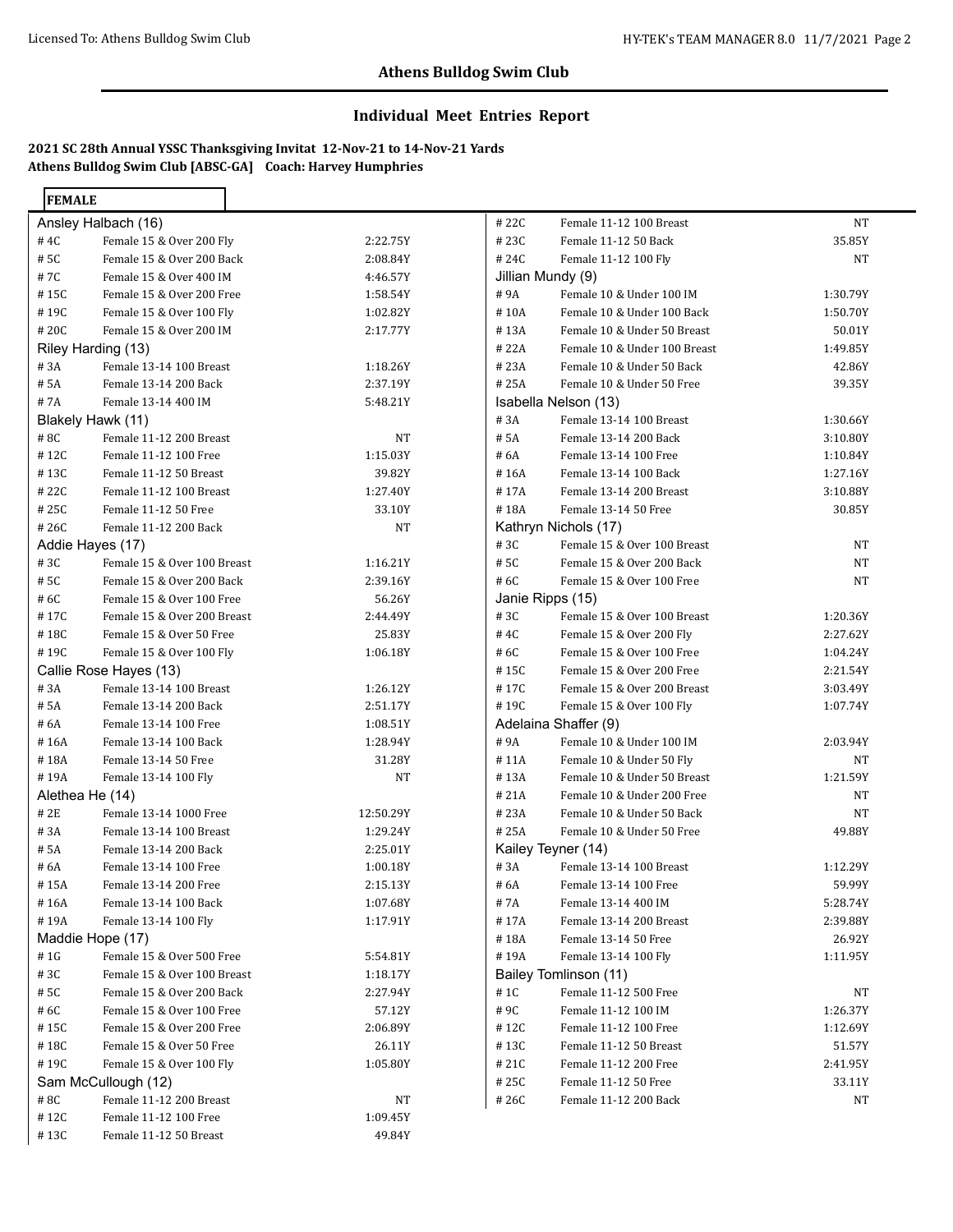## Athens Bulldog Swim Club

### Individual Meet Entries Report

**2021 SC 28th Annual YSSC Thanksgiving Invitat 12-Nov-21 to 14-Nov-21 Yards**
**Athens Bulldog Swim Club [ABSC-GA] Coach: Harvey Humphries**

**FEMALE**

**Ansley Halbach (16)**

| # | Event | Time |
|---|---|---|
| # 4C | Female 15 & Over 200 Fly | 2:22.75Y |
| # 5C | Female 15 & Over 200 Back | 2:08.84Y |
| # 7C | Female 15 & Over 400 IM | 4:46.57Y |
| # 15C | Female 15 & Over 200 Free | 1:58.54Y |
| # 19C | Female 15 & Over 100 Fly | 1:02.82Y |
| # 20C | Female 15 & Over 200 IM | 2:17.77Y |

**Riley Harding (13)**

| # | Event | Time |
|---|---|---|
| # 3A | Female 13-14 100 Breast | 1:18.26Y |
| # 5A | Female 13-14 200 Back | 2:37.19Y |
| # 7A | Female 13-14 400 IM | 5:48.21Y |

**Blakely Hawk (11)**

| # | Event | Time |
|---|---|---|
| # 8C | Female 11-12 200 Breast | NT |
| # 12C | Female 11-12 100 Free | 1:15.03Y |
| # 13C | Female 11-12 50 Breast | 39.82Y |
| # 22C | Female 11-12 100 Breast | 1:27.40Y |
| # 25C | Female 11-12 50 Free | 33.10Y |
| # 26C | Female 11-12 200 Back | NT |

**Addie Hayes (17)**

| # | Event | Time |
|---|---|---|
| # 3C | Female 15 & Over 100 Breast | 1:16.21Y |
| # 5C | Female 15 & Over 200 Back | 2:39.16Y |
| # 6C | Female 15 & Over 100 Free | 56.26Y |
| # 17C | Female 15 & Over 200 Breast | 2:44.49Y |
| # 18C | Female 15 & Over 50 Free | 25.83Y |
| # 19C | Female 15 & Over 100 Fly | 1:06.18Y |

**Callie Rose Hayes (13)**

| # | Event | Time |
|---|---|---|
| # 3A | Female 13-14 100 Breast | 1:26.12Y |
| # 5A | Female 13-14 200 Back | 2:51.17Y |
| # 6A | Female 13-14 100 Free | 1:08.51Y |
| # 16A | Female 13-14 100 Back | 1:28.94Y |
| # 18A | Female 13-14 50 Free | 31.28Y |
| # 19A | Female 13-14 100 Fly | NT |

**Alethea He (14)**

| # | Event | Time |
|---|---|---|
| # 2E | Female 13-14 1000 Free | 12:50.29Y |
| # 3A | Female 13-14 100 Breast | 1:29.24Y |
| # 5A | Female 13-14 200 Back | 2:25.01Y |
| # 6A | Female 13-14 100 Free | 1:00.18Y |
| # 15A | Female 13-14 200 Free | 2:15.13Y |
| # 16A | Female 13-14 100 Back | 1:07.68Y |
| # 19A | Female 13-14 100 Fly | 1:17.91Y |

**Maddie Hope (17)**

| # | Event | Time |
|---|---|---|
| # 1G | Female 15 & Over 500 Free | 5:54.81Y |
| # 3C | Female 15 & Over 100 Breast | 1:18.17Y |
| # 5C | Female 15 & Over 200 Back | 2:27.94Y |
| # 6C | Female 15 & Over 100 Free | 57.12Y |
| # 15C | Female 15 & Over 200 Free | 2:06.89Y |
| # 18C | Female 15 & Over 50 Free | 26.11Y |
| # 19C | Female 15 & Over 100 Fly | 1:05.80Y |

**Sam McCullough (12)**

| # | Event | Time |
|---|---|---|
| # 8C | Female 11-12 200 Breast | NT |
| # 12C | Female 11-12 100 Free | 1:09.45Y |
| # 13C | Female 11-12 50 Breast | 49.84Y |
| # 22C | Female 11-12 100 Breast | NT |
| # 23C | Female 11-12 50 Back | 35.85Y |
| # 24C | Female 11-12 100 Fly | NT |

**Jillian Mundy (9)**

| # | Event | Time |
|---|---|---|
| # 9A | Female 10 & Under 100 IM | 1:30.79Y |
| # 10A | Female 10 & Under 100 Back | 1:50.70Y |
| # 13A | Female 10 & Under 50 Breast | 50.01Y |
| # 22A | Female 10 & Under 100 Breast | 1:49.85Y |
| # 23A | Female 10 & Under 50 Back | 42.86Y |
| # 25A | Female 10 & Under 50 Free | 39.35Y |

**Isabella Nelson (13)**

| # | Event | Time |
|---|---|---|
| # 3A | Female 13-14 100 Breast | 1:30.66Y |
| # 5A | Female 13-14 200 Back | 3:10.80Y |
| # 6A | Female 13-14 100 Free | 1:10.84Y |
| # 16A | Female 13-14 100 Back | 1:27.16Y |
| # 17A | Female 13-14 200 Breast | 3:10.88Y |
| # 18A | Female 13-14 50 Free | 30.85Y |

**Kathryn Nichols (17)**

| # | Event | Time |
|---|---|---|
| # 3C | Female 15 & Over 100 Breast | NT |
| # 5C | Female 15 & Over 200 Back | NT |
| # 6C | Female 15 & Over 100 Free | NT |

**Janie Ripps (15)**

| # | Event | Time |
|---|---|---|
| # 3C | Female 15 & Over 100 Breast | 1:20.36Y |
| # 4C | Female 15 & Over 200 Fly | 2:27.62Y |
| # 6C | Female 15 & Over 100 Free | 1:04.24Y |
| # 15C | Female 15 & Over 200 Free | 2:21.54Y |
| # 17C | Female 15 & Over 200 Breast | 3:03.49Y |
| # 19C | Female 15 & Over 100 Fly | 1:07.74Y |

**Adelaina Shaffer (9)**

| # | Event | Time |
|---|---|---|
| # 9A | Female 10 & Under 100 IM | 2:03.94Y |
| # 11A | Female 10 & Under 50 Fly | NT |
| # 13A | Female 10 & Under 50 Breast | 1:21.59Y |
| # 21A | Female 10 & Under 200 Free | NT |
| # 23A | Female 10 & Under 50 Back | NT |
| # 25A | Female 10 & Under 50 Free | 49.88Y |

**Kailey Teyner (14)**

| # | Event | Time |
|---|---|---|
| # 3A | Female 13-14 100 Breast | 1:12.29Y |
| # 6A | Female 13-14 100 Free | 59.99Y |
| # 7A | Female 13-14 400 IM | 5:28.74Y |
| # 17A | Female 13-14 200 Breast | 2:39.88Y |
| # 18A | Female 13-14 50 Free | 26.92Y |
| # 19A | Female 13-14 100 Fly | 1:11.95Y |

**Bailey Tomlinson (11)**

| # | Event | Time |
|---|---|---|
| # 1C | Female 11-12 500 Free | NT |
| # 9C | Female 11-12 100 IM | 1:26.37Y |
| # 12C | Female 11-12 100 Free | 1:12.69Y |
| # 13C | Female 11-12 50 Breast | 51.57Y |
| # 21C | Female 11-12 200 Free | 2:41.95Y |
| # 25C | Female 11-12 50 Free | 33.11Y |
| # 26C | Female 11-12 200 Back | NT |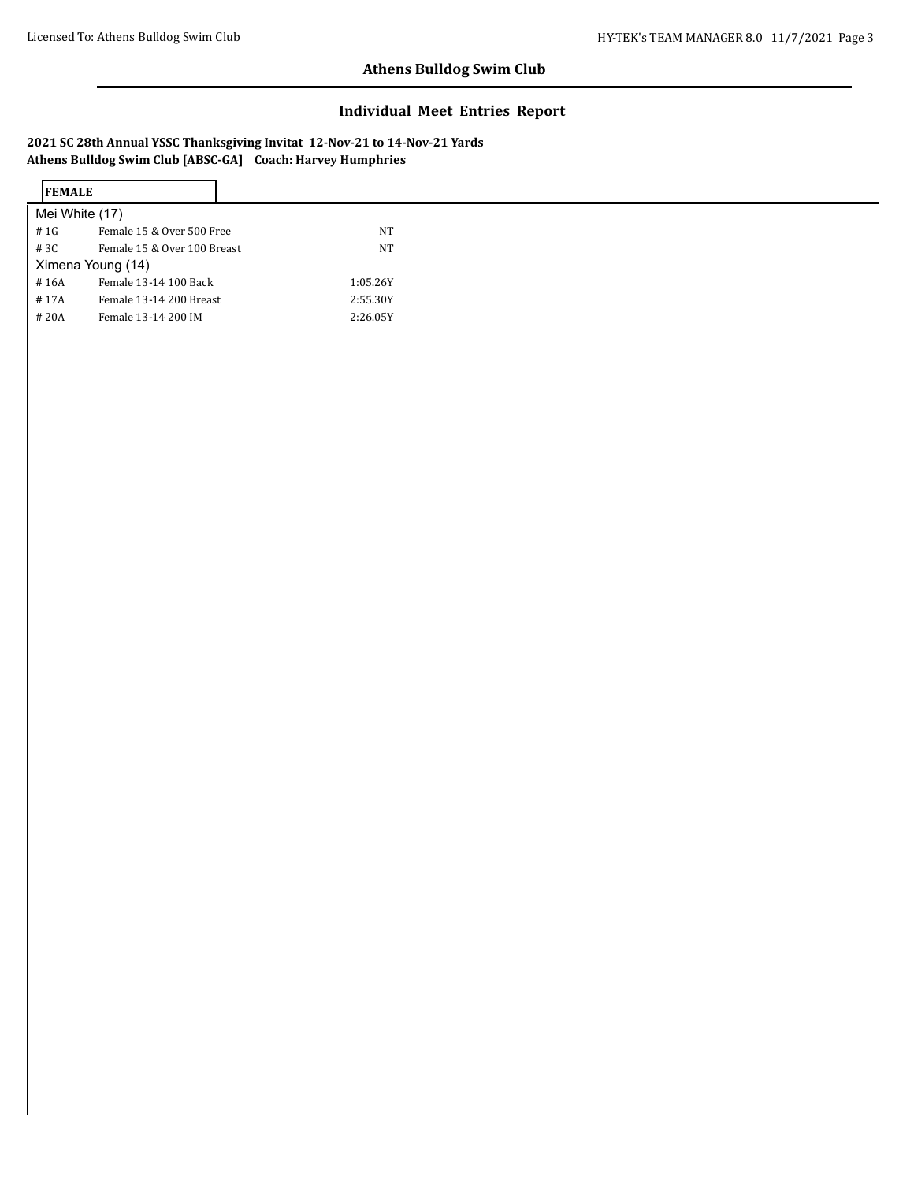## Athens Bulldog Swim Club

### Individual Meet Entries Report

**2021 SC 28th Annual YSSC Thanksgiving Invitat 12-Nov-21 to 14-Nov-21 Yards**
**Athens Bulldog Swim Club [ABSC-GA] Coach: Harvey Humphries**

**FEMALE**

Mei White (17)

| # | Event | Time |
|---|---|---|
| # 1G | Female 15 & Over 500 Free | NT |
| # 3C | Female 15 & Over 100 Breast | NT |

Ximena Young (14)

| # | Event | Time |
|---|---|---|
| # 16A | Female 13-14 100 Back | 1:05.26Y |
| # 17A | Female 13-14 200 Breast | 2:55.30Y |
| # 20A | Female 13-14 200 IM | 2:26.05Y |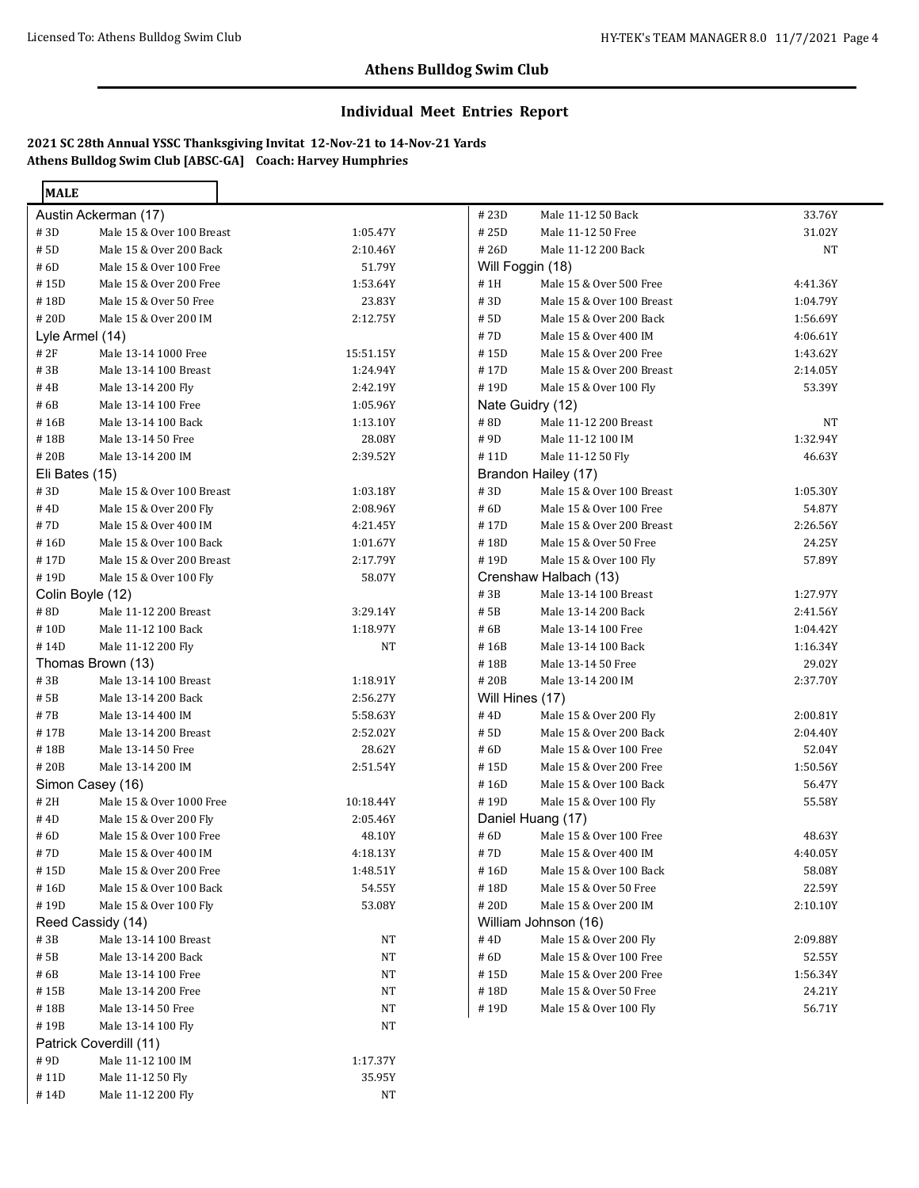## Athens Bulldog Swim Club

### Individual Meet Entries Report

**2021 SC 28th Annual YSSC Thanksgiving Invitat 12-Nov-21 to 14-Nov-21 Yards**
**Athens Bulldog Swim Club [ABSC-GA] Coach: Harvey Humphries**

**MALE**

**Austin Ackerman (17)**

| Event | Description | Seed |
|---|---|---|
| # 3D | Male 15 & Over 100 Breast | 1:05.47Y |
| # 5D | Male 15 & Over 200 Back | 2:10.46Y |
| # 6D | Male 15 & Over 100 Free | 51.79Y |
| # 15D | Male 15 & Over 200 Free | 1:53.64Y |
| # 18D | Male 15 & Over 50 Free | 23.83Y |
| # 20D | Male 15 & Over 200 IM | 2:12.75Y |

**Lyle Armel (14)**

| Event | Description | Seed |
|---|---|---|
| # 2F | Male 13-14 1000 Free | 15:51.15Y |
| # 3B | Male 13-14 100 Breast | 1:24.94Y |
| # 4B | Male 13-14 200 Fly | 2:42.19Y |
| # 6B | Male 13-14 100 Free | 1:05.96Y |
| # 16B | Male 13-14 100 Back | 1:13.10Y |
| # 18B | Male 13-14 50 Free | 28.08Y |
| # 20B | Male 13-14 200 IM | 2:39.52Y |

**Eli Bates (15)**

| Event | Description | Seed |
|---|---|---|
| # 3D | Male 15 & Over 100 Breast | 1:03.18Y |
| # 4D | Male 15 & Over 200 Fly | 2:08.96Y |
| # 7D | Male 15 & Over 400 IM | 4:21.45Y |
| # 16D | Male 15 & Over 100 Back | 1:01.67Y |
| # 17D | Male 15 & Over 200 Breast | 2:17.79Y |
| # 19D | Male 15 & Over 100 Fly | 58.07Y |

**Colin Boyle (12)**

| Event | Description | Seed |
|---|---|---|
| # 8D | Male 11-12 200 Breast | 3:29.14Y |
| # 10D | Male 11-12 100 Back | 1:18.97Y |
| # 14D | Male 11-12 200 Fly | NT |

**Thomas Brown (13)**

| Event | Description | Seed |
|---|---|---|
| # 3B | Male 13-14 100 Breast | 1:18.91Y |
| # 5B | Male 13-14 200 Back | 2:56.27Y |
| # 7B | Male 13-14 400 IM | 5:58.63Y |
| # 17B | Male 13-14 200 Breast | 2:52.02Y |
| # 18B | Male 13-14 50 Free | 28.62Y |
| # 20B | Male 13-14 200 IM | 2:51.54Y |

**Simon Casey (16)**

| Event | Description | Seed |
|---|---|---|
| # 2H | Male 15 & Over 1000 Free | 10:18.44Y |
| # 4D | Male 15 & Over 200 Fly | 2:05.46Y |
| # 6D | Male 15 & Over 100 Free | 48.10Y |
| # 7D | Male 15 & Over 400 IM | 4:18.13Y |
| # 15D | Male 15 & Over 200 Free | 1:48.51Y |
| # 16D | Male 15 & Over 100 Back | 54.55Y |
| # 19D | Male 15 & Over 100 Fly | 53.08Y |

**Reed Cassidy (14)**

| Event | Description | Seed |
|---|---|---|
| # 3B | Male 13-14 100 Breast | NT |
| # 5B | Male 13-14 200 Back | NT |
| # 6B | Male 13-14 100 Free | NT |
| # 15B | Male 13-14 200 Free | NT |
| # 18B | Male 13-14 50 Free | NT |
| # 19B | Male 13-14 100 Fly | NT |

**Patrick Coverdill (11)**

| Event | Description | Seed |
|---|---|---|
| # 9D | Male 11-12 100 IM | 1:17.37Y |
| # 11D | Male 11-12 50 Fly | 35.95Y |
| # 14D | Male 11-12 200 Fly | NT |
| # 23D | Male 11-12 50 Back | 33.76Y |
| # 25D | Male 11-12 50 Free | 31.02Y |
| # 26D | Male 11-12 200 Back | NT |

**Will Foggin (18)**

| Event | Description | Seed |
|---|---|---|
| # 1H | Male 15 & Over 500 Free | 4:41.36Y |
| # 3D | Male 15 & Over 100 Breast | 1:04.79Y |
| # 5D | Male 15 & Over 200 Back | 1:56.69Y |
| # 7D | Male 15 & Over 400 IM | 4:06.61Y |
| # 15D | Male 15 & Over 200 Free | 1:43.62Y |
| # 17D | Male 15 & Over 200 Breast | 2:14.05Y |
| # 19D | Male 15 & Over 100 Fly | 53.39Y |

**Nate Guidry (12)**

| Event | Description | Seed |
|---|---|---|
| # 8D | Male 11-12 200 Breast | NT |
| # 9D | Male 11-12 100 IM | 1:32.94Y |
| # 11D | Male 11-12 50 Fly | 46.63Y |

**Brandon Hailey (17)**

| Event | Description | Seed |
|---|---|---|
| # 3D | Male 15 & Over 100 Breast | 1:05.30Y |
| # 6D | Male 15 & Over 100 Free | 54.87Y |
| # 17D | Male 15 & Over 200 Breast | 2:26.56Y |
| # 18D | Male 15 & Over 50 Free | 24.25Y |
| # 19D | Male 15 & Over 100 Fly | 57.89Y |

**Crenshaw Halbach (13)**

| Event | Description | Seed |
|---|---|---|
| # 3B | Male 13-14 100 Breast | 1:27.97Y |
| # 5B | Male 13-14 200 Back | 2:41.56Y |
| # 6B | Male 13-14 100 Free | 1:04.42Y |
| # 16B | Male 13-14 100 Back | 1:16.34Y |
| # 18B | Male 13-14 50 Free | 29.02Y |
| # 20B | Male 13-14 200 IM | 2:37.70Y |

**Will Hines (17)**

| Event | Description | Seed |
|---|---|---|
| # 4D | Male 15 & Over 200 Fly | 2:00.81Y |
| # 5D | Male 15 & Over 200 Back | 2:04.40Y |
| # 6D | Male 15 & Over 100 Free | 52.04Y |
| # 15D | Male 15 & Over 200 Free | 1:50.56Y |
| # 16D | Male 15 & Over 100 Back | 56.47Y |
| # 19D | Male 15 & Over 100 Fly | 55.58Y |

**Daniel Huang (17)**

| Event | Description | Seed |
|---|---|---|
| # 6D | Male 15 & Over 100 Free | 48.63Y |
| # 7D | Male 15 & Over 400 IM | 4:40.05Y |
| # 16D | Male 15 & Over 100 Back | 58.08Y |
| # 18D | Male 15 & Over 50 Free | 22.59Y |
| # 20D | Male 15 & Over 200 IM | 2:10.10Y |

**William Johnson (16)**

| Event | Description | Seed |
|---|---|---|
| # 4D | Male 15 & Over 200 Fly | 2:09.88Y |
| # 6D | Male 15 & Over 100 Free | 52.55Y |
| # 15D | Male 15 & Over 200 Free | 1:56.34Y |
| # 18D | Male 15 & Over 50 Free | 24.21Y |
| # 19D | Male 15 & Over 100 Fly | 56.71Y |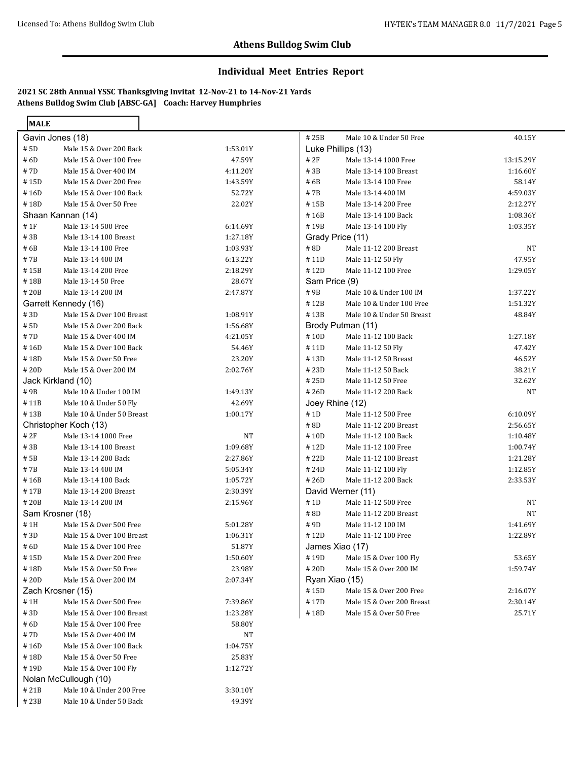## Athens Bulldog Swim Club

## Individual Meet Entries Report

**2021 SC 28th Annual YSSC Thanksgiving Invitat 12-Nov-21 to 14-Nov-21 Yards**
**Athens Bulldog Swim Club [ABSC-GA] Coach: Harvey Humphries**

**MALE**

**Gavin Jones (18)**

| # 5D | Male 15 & Over 200 Back | 1:53.01Y |
|---|---|---|
| # 6D | Male 15 & Over 100 Free | 47.59Y |
| # 7D | Male 15 & Over 400 IM | 4:11.20Y |
| # 15D | Male 15 & Over 200 Free | 1:43.59Y |
| # 16D | Male 15 & Over 100 Back | 52.72Y |
| # 18D | Male 15 & Over 50 Free | 22.02Y |

**Shaan Kannan (14)**

| # 1F | Male 13-14 500 Free | 6:14.69Y |
|---|---|---|
| # 3B | Male 13-14 100 Breast | 1:27.18Y |
| # 6B | Male 13-14 100 Free | 1:03.93Y |
| # 7B | Male 13-14 400 IM | 6:13.22Y |
| # 15B | Male 13-14 200 Free | 2:18.29Y |
| # 18B | Male 13-14 50 Free | 28.67Y |
| # 20B | Male 13-14 200 IM | 2:47.87Y |

**Garrett Kennedy (16)**

| # 3D | Male 15 & Over 100 Breast | 1:08.91Y |
|---|---|---|
| # 5D | Male 15 & Over 200 Back | 1:56.68Y |
| # 7D | Male 15 & Over 400 IM | 4:21.05Y |
| # 16D | Male 15 & Over 100 Back | 54.46Y |
| # 18D | Male 15 & Over 50 Free | 23.20Y |
| # 20D | Male 15 & Over 200 IM | 2:02.76Y |

**Jack Kirkland (10)**

| # 9B | Male 10 & Under 100 IM | 1:49.13Y |
|---|---|---|
| # 11B | Male 10 & Under 50 Fly | 42.69Y |
| # 13B | Male 10 & Under 50 Breast | 1:00.17Y |

**Christopher Koch (13)**

| # 2F | Male 13-14 1000 Free | NT |
|---|---|---|
| # 3B | Male 13-14 100 Breast | 1:09.68Y |
| # 5B | Male 13-14 200 Back | 2:27.86Y |
| # 7B | Male 13-14 400 IM | 5:05.34Y |
| # 16B | Male 13-14 100 Back | 1:05.72Y |
| # 17B | Male 13-14 200 Breast | 2:30.39Y |
| # 20B | Male 13-14 200 IM | 2:15.96Y |

**Sam Krosner (18)**

| # 1H | Male 15 & Over 500 Free | 5:01.28Y |
|---|---|---|
| # 3D | Male 15 & Over 100 Breast | 1:06.31Y |
| # 6D | Male 15 & Over 100 Free | 51.87Y |
| # 15D | Male 15 & Over 200 Free | 1:50.60Y |
| # 18D | Male 15 & Over 50 Free | 23.98Y |
| # 20D | Male 15 & Over 200 IM | 2:07.34Y |

**Zach Krosner (15)**

| # 1H | Male 15 & Over 500 Free | 7:39.86Y |
|---|---|---|
| # 3D | Male 15 & Over 100 Breast | 1:23.28Y |
| # 6D | Male 15 & Over 100 Free | 58.80Y |
| # 7D | Male 15 & Over 400 IM | NT |
| # 16D | Male 15 & Over 100 Back | 1:04.75Y |
| # 18D | Male 15 & Over 50 Free | 25.83Y |
| # 19D | Male 15 & Over 100 Fly | 1:12.72Y |

**Nolan McCullough (10)**

| # 21B | Male 10 & Under 200 Free | 3:30.10Y |
|---|---|---|
| # 23B | Male 10 & Under 50 Back | 49.39Y |
| # 25B | Male 10 & Under 50 Free | 40.15Y |

**Luke Phillips (13)**

| # 2F | Male 13-14 1000 Free | 13:15.29Y |
|---|---|---|
| # 3B | Male 13-14 100 Breast | 1:16.60Y |
| # 6B | Male 13-14 100 Free | 58.14Y |
| # 7B | Male 13-14 400 IM | 4:59.03Y |
| # 15B | Male 13-14 200 Free | 2:12.27Y |
| # 16B | Male 13-14 100 Back | 1:08.36Y |
| # 19B | Male 13-14 100 Fly | 1:03.35Y |

**Grady Price (11)**

| # 8D | Male 11-12 200 Breast | NT |
|---|---|---|
| # 11D | Male 11-12 50 Fly | 47.95Y |
| # 12D | Male 11-12 100 Free | 1:29.05Y |

**Sam Price (9)**

| # 9B | Male 10 & Under 100 IM | 1:37.22Y |
|---|---|---|
| # 12B | Male 10 & Under 100 Free | 1:51.32Y |
| # 13B | Male 10 & Under 50 Breast | 48.84Y |

**Brody Putman (11)**

| # 10D | Male 11-12 100 Back | 1:27.18Y |
|---|---|---|
| # 11D | Male 11-12 50 Fly | 47.42Y |
| # 13D | Male 11-12 50 Breast | 46.52Y |
| # 23D | Male 11-12 50 Back | 38.21Y |
| # 25D | Male 11-12 50 Free | 32.62Y |
| # 26D | Male 11-12 200 Back | NT |

**Joey Rhine (12)**

| # 1D | Male 11-12 500 Free | 6:10.09Y |
|---|---|---|
| # 8D | Male 11-12 200 Breast | 2:56.65Y |
| # 10D | Male 11-12 100 Back | 1:10.48Y |
| # 12D | Male 11-12 100 Free | 1:00.74Y |
| # 22D | Male 11-12 100 Breast | 1:21.28Y |
| # 24D | Male 11-12 100 Fly | 1:12.85Y |
| # 26D | Male 11-12 200 Back | 2:33.53Y |

**David Werner (11)**

| # 1D | Male 11-12 500 Free | NT |
|---|---|---|
| # 8D | Male 11-12 200 Breast | NT |
| # 9D | Male 11-12 100 IM | 1:41.69Y |
| # 12D | Male 11-12 100 Free | 1:22.89Y |

**James Xiao (17)**

| # 19D | Male 15 & Over 100 Fly | 53.65Y |
|---|---|---|
| # 20D | Male 15 & Over 200 IM | 1:59.74Y |

**Ryan Xiao (15)**

| # 15D | Male 15 & Over 200 Free | 2:16.07Y |
|---|---|---|
| # 17D | Male 15 & Over 200 Breast | 2:30.14Y |
| # 18D | Male 15 & Over 50 Free | 25.71Y |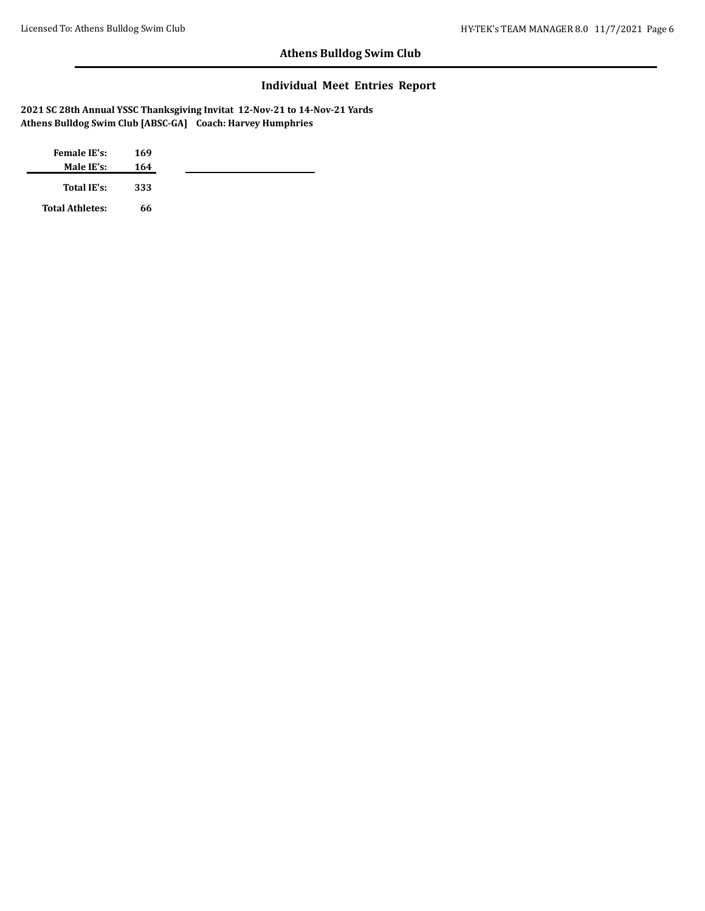## Athens Bulldog Swim Club

### Individual Meet Entries Report

**2021 SC 28th Annual YSSC Thanksgiving Invitat 12-Nov-21 to 14-Nov-21 Yards**
**Athens Bulldog Swim Club [ABSC-GA] Coach: Harvey Humphries**

| | |
|---|---|
| **Female IE's:** | **169** |
| **Male IE's:** | **164** |
| **Total IE's:** | **333** |
| **Total Athletes:** | **66** |